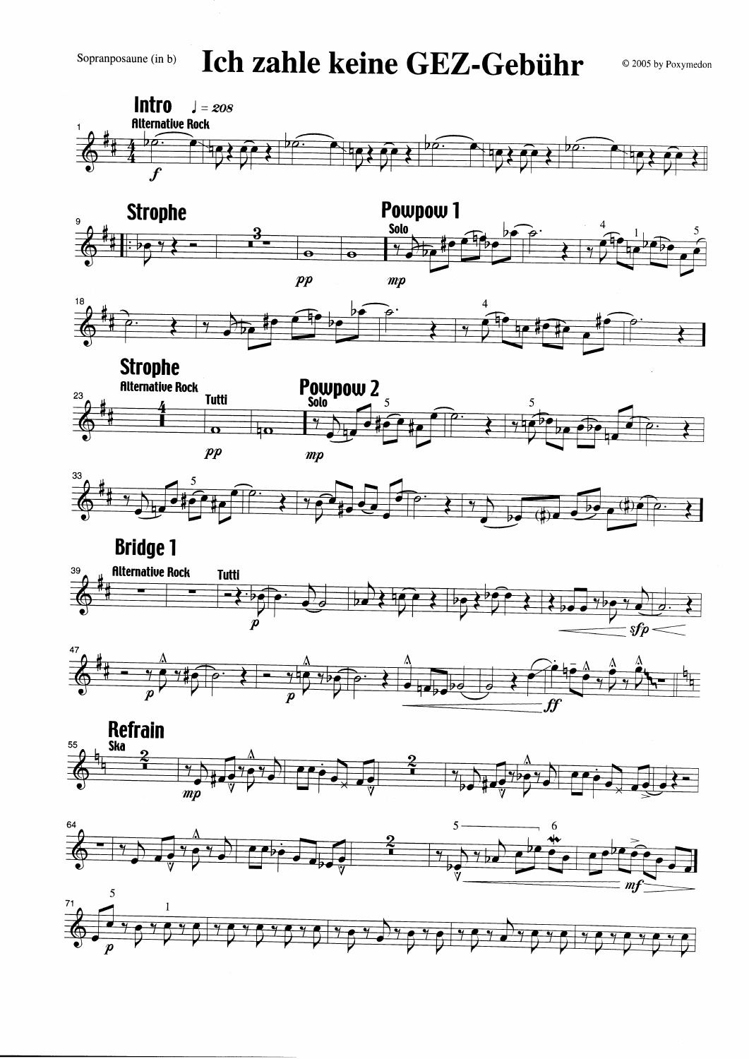Sopranposaune (in b)

# Ich zahle keine GEZ-Gebühr

© 2005 by Poxymedon

## Intro

♩ = 208

Alternative Rock

## Strophe

## Powpow 1

Solo

## Strophe

Alternative Rock

Tutti

## Powpow 2

Solo

## Bridge 1

Alternative Rock

Tutti

## Refrain

Ska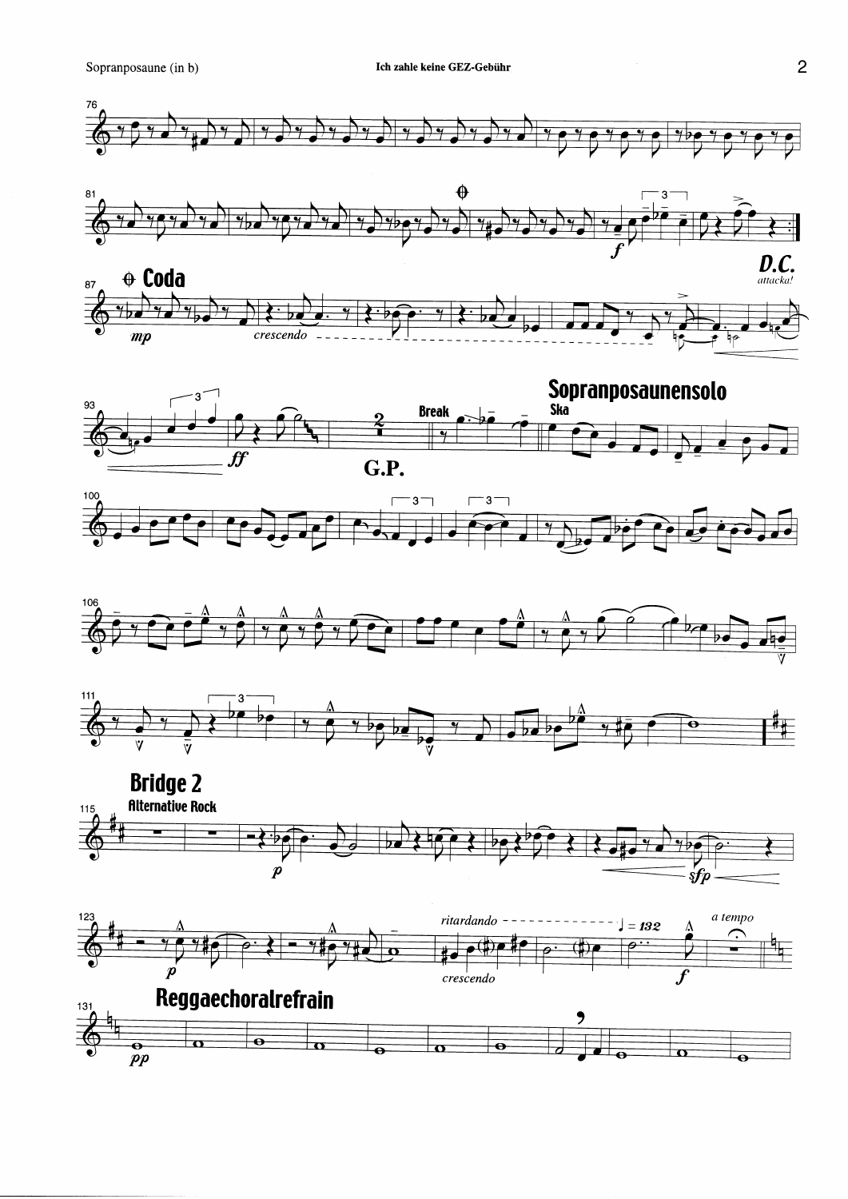D.C.
*attacka!*

## Coda

*mp* *crescendo*

*ff*

Break

G.P.

## Sopranposaunensolo

Ska

## Bridge 2

Alternative Rock

*p*

*sfp*

*p*

*ritardando*

♩ = 132

*a tempo*

*crescendo*

*f*

## Reggaechoralrefrain

*pp*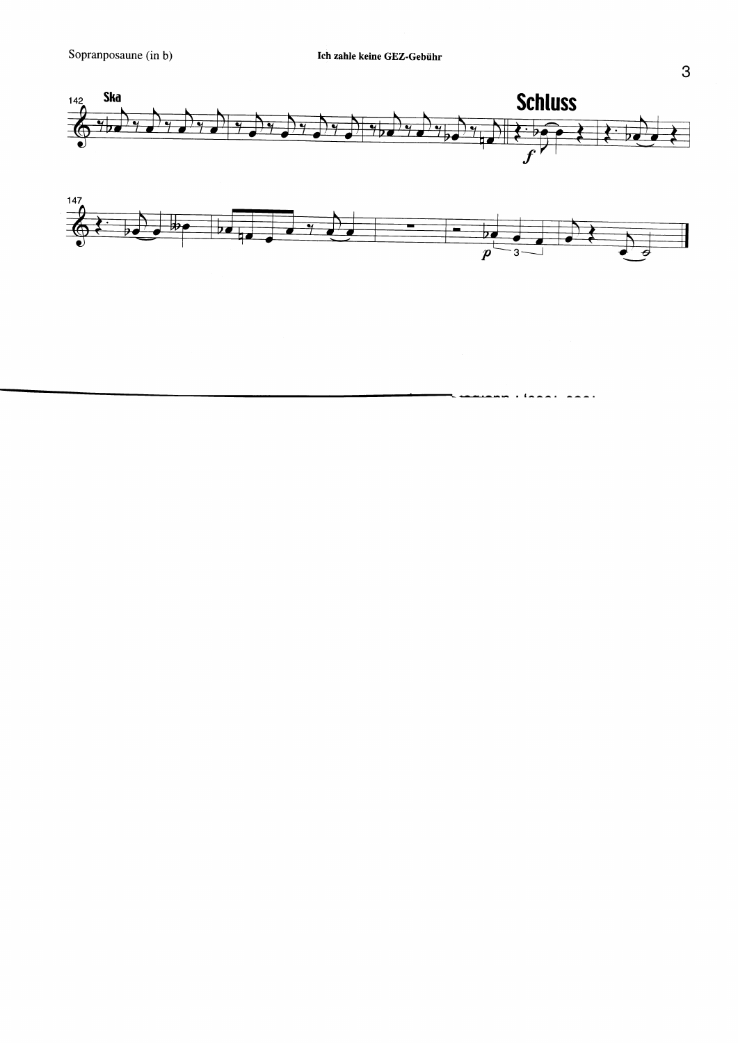Ska

**Schluss**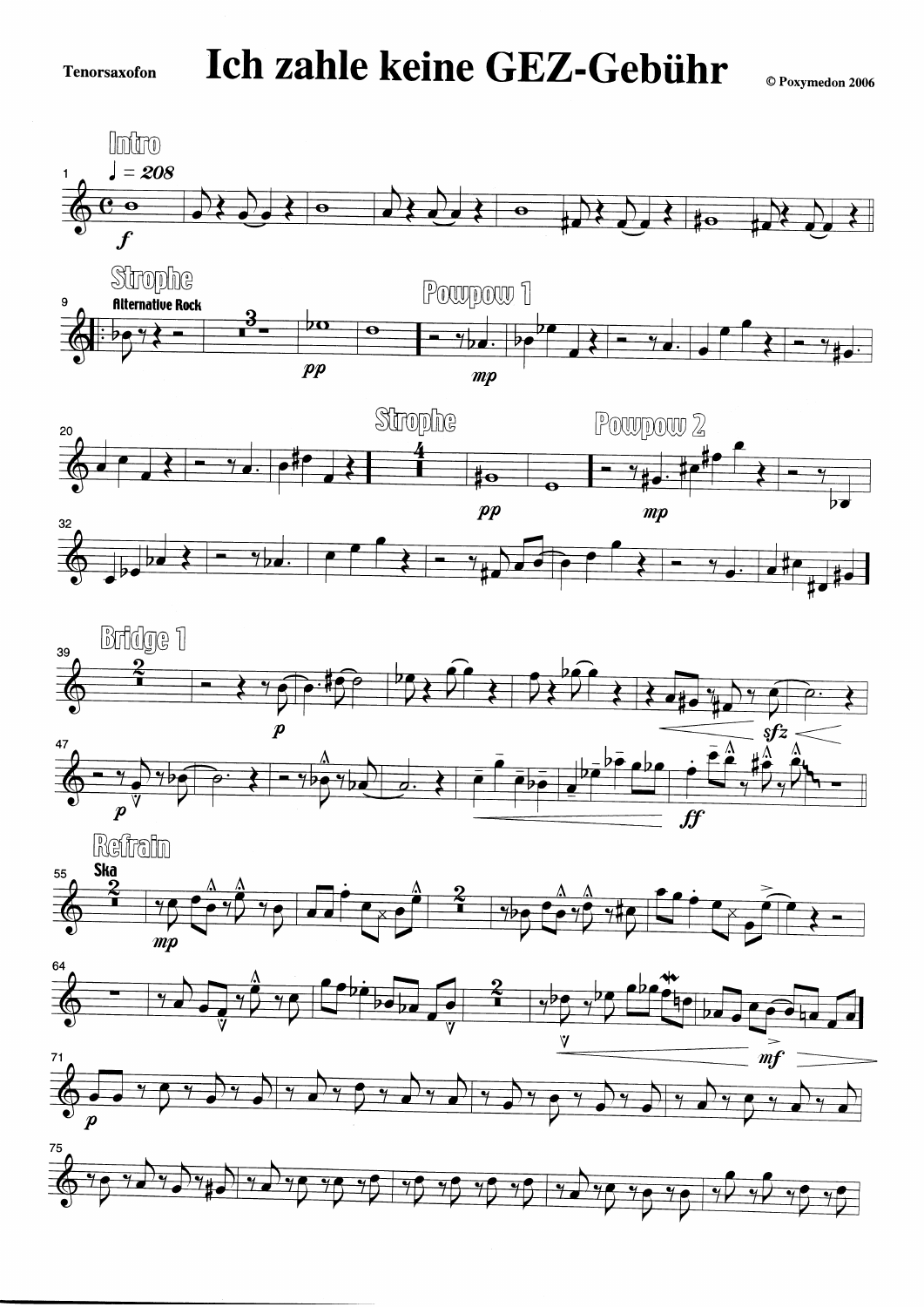**Tenorsaxofon**

# Ich zahle keine GEZ-Gebühr

© Poxymedon 2006

Intro

♩ = 208

Strophe

Alternative Rock

Powpow 1

Strophe

Powpow 2

Bridge 1

Refrain

Ska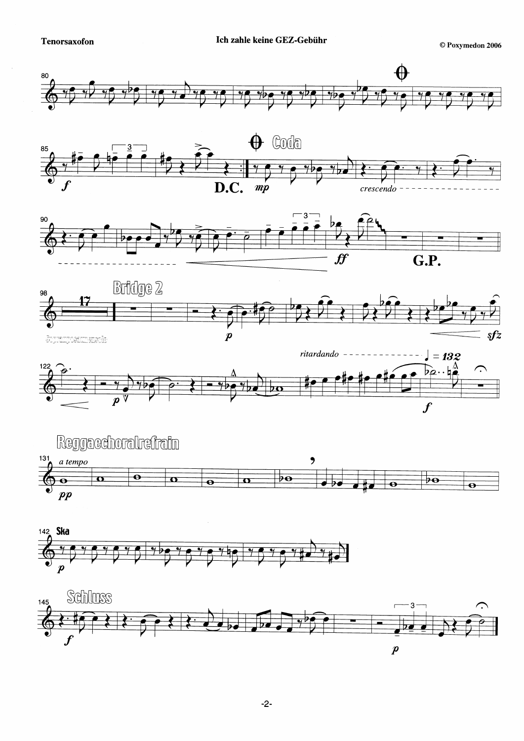**Tenorsaxofon** — **Ich zahle keine GEZ-Gebühr** — © Poxymedon 2006

80

85 *f* — D.C.

**Coda** *mp* *crescendo*

90 *ff* **G.P.**

98 17 **Bridge 2** *p* *sfz*

Sopransaxsolo

122 *ritardando* ♩ = 132 *p* *f*

**Reggaechoralrefrain**

131 *a tempo* *pp*

142 **Ska** *p*

145 **Schluss** *f* *p*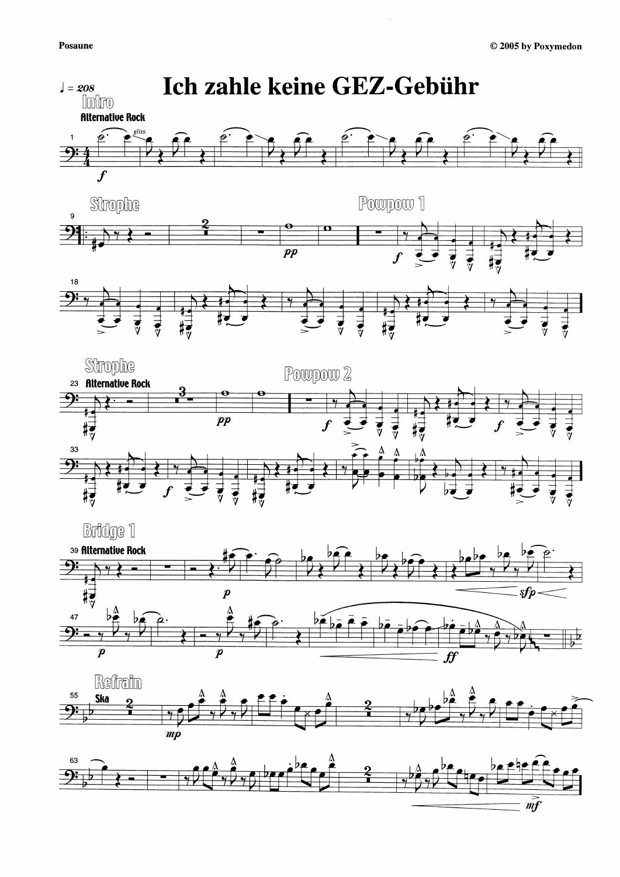Posaune

# Ich zahle keine GEZ-Gebühr

© 2005 by Poxymedon

♩ = 208

Intro

Alternative Rock

Strophe

Powpow 1

Strophe

Alternative Rock

Powpow 2

Bridge 1

Alternative Rock

Refrain

Ska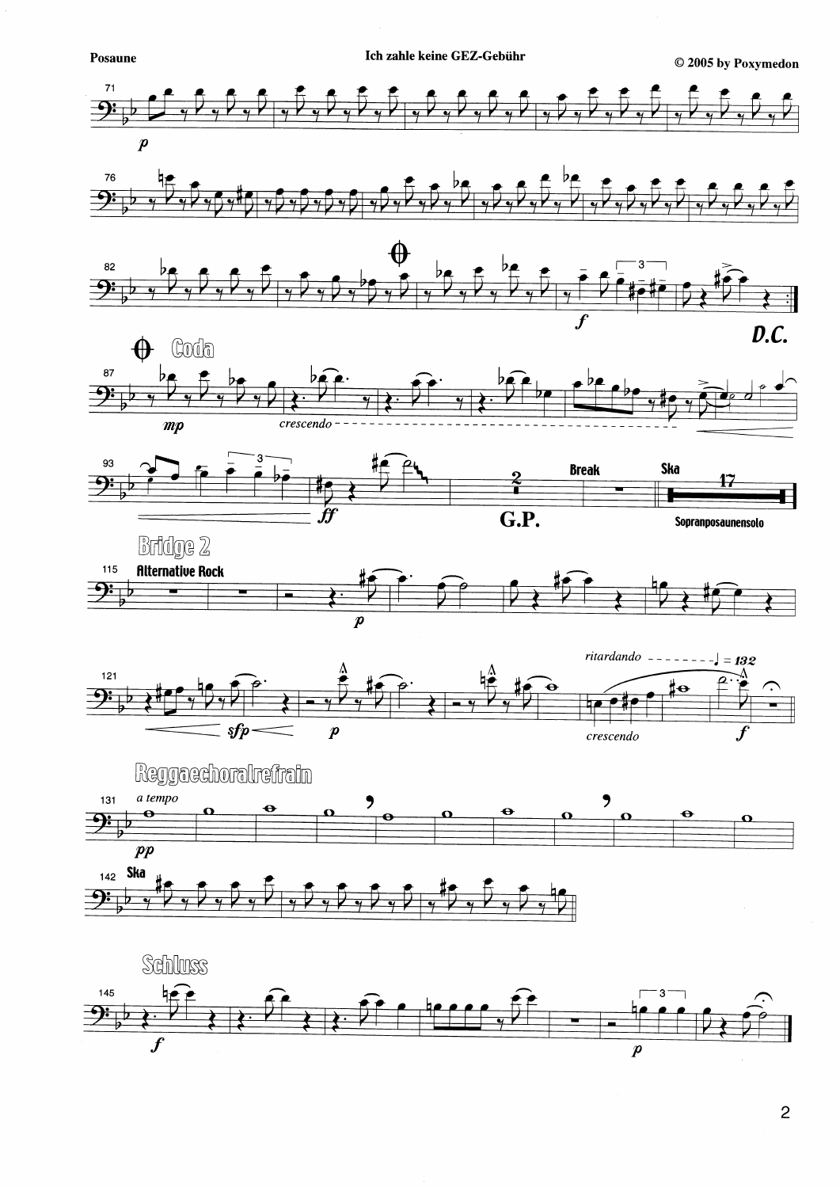## Coda

## Bridge 2

Alternative Rock

## Reggaechoralrefrain

## Schluss